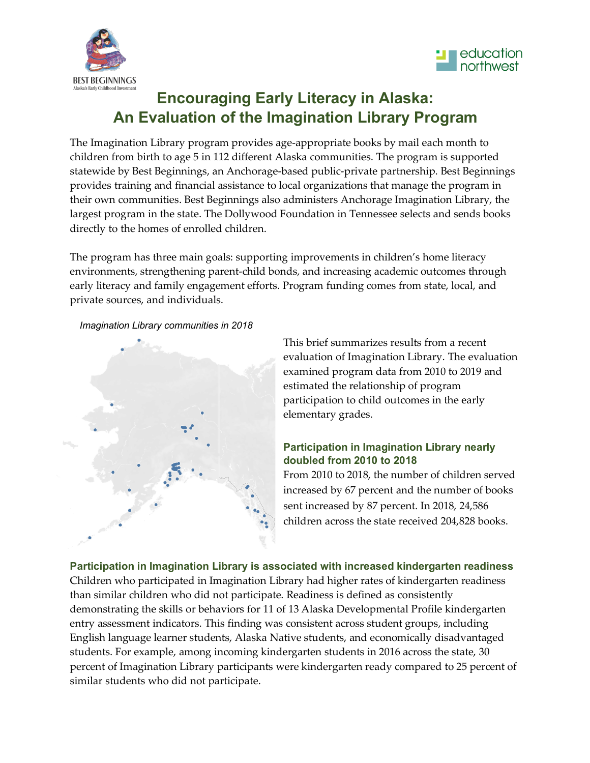# Encouraging Early Literacy in Alaska: An Evaluation of the Imagination Library Program

The Imagination Library program provides age-appropriate books by mail each month to children from birth to age 5 in 112 different Alaska communities. The program is supported statewide by Best Beginnings, an Anchorage-based public-private partnership. Best Beginnings provides training and financial assistance to local organizations that manage the program in their own communities. Best Beginnings also administers Anchorage Imagination Library, the largest program in the state. The Dollywood Foundation in Tennessee selects and sends books directly to the homes of enrolled children.

The program has three main goals: supporting improvements in children's home literacy environments, strengthening parent-child bonds, and increasing academic outcomes through early literacy and family engagement efforts. Program funding comes from state, local, and private sources, and individuals.

*Imagination Library communities in 2018*

This brief summarizes results from a recent evaluation of Imagination Library. The evaluation examined program data from 2010 to 2019 and estimated the relationship of program participation to child outcomes in the early elementary grades.

### Participation in Imagination Library nearly doubled from 2010 to 2018

From 2010 to 2018, the number of children served increased by 67 percent and the number of books sent increased by 87 percent. In 2018, 24,586 children across the state received 204,828 books.

### Participation in Imagination Library is associated with increased kindergarten readiness

Children who participated in Imagination Library had higher rates of kindergarten readiness than similar children who did not participate. Readiness is defined as consistently demonstrating the skills or behaviors for 11 of 13 Alaska Developmental Profile kindergarten entry assessment indicators. This finding was consistent across student groups, including English language learner students, Alaska Native students, and economically disadvantaged students. For example, among incoming kindergarten students in 2016 across the state, 30 percent of Imagination Library participants were kindergarten ready compared to 25 percent of similar students who did not participate.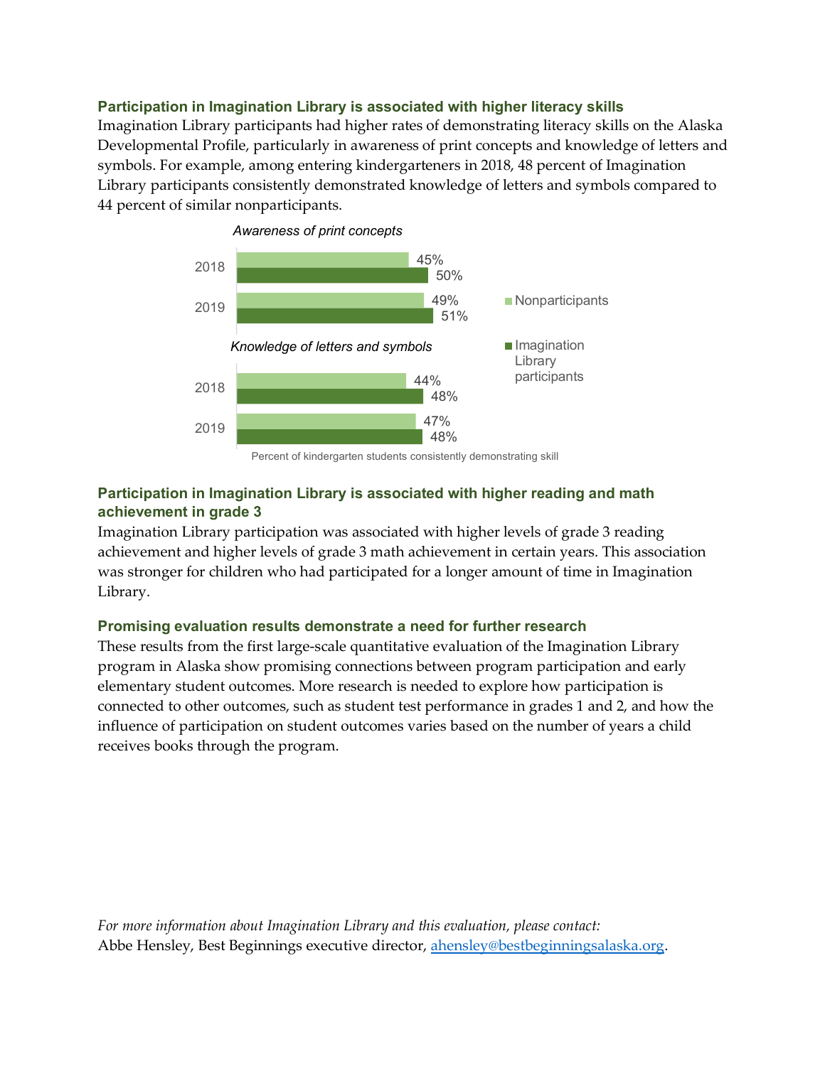### Participation in Imagination Library is associated with higher literacy skills

Imagination Library participants had higher rates of demonstrating literacy skills on the Alaska Developmental Profile, particularly in awareness of print concepts and knowledge of letters and symbols. For example, among entering kindergarteners in 2018, 48 percent of Imagination Library participants consistently demonstrated knowledge of letters and symbols compared to 44 percent of similar nonparticipants.

*Awareness of print concepts*

2018
45%
50%

2019
49%
51%

*Knowledge of letters and symbols*

2018
44%
48%

2019
47%
48%

Nonparticipants
Imagination Library participants

Percent of kindergarten students consistently demonstrating skill

### Participation in Imagination Library is associated with higher reading and math achievement in grade 3

Imagination Library participation was associated with higher levels of grade 3 reading achievement and higher levels of grade 3 math achievement in certain years. This association was stronger for children who had participated for a longer amount of time in Imagination Library.

### Promising evaluation results demonstrate a need for further research

These results from the first large-scale quantitative evaluation of the Imagination Library program in Alaska show promising connections between program participation and early elementary student outcomes. More research is needed to explore how participation is connected to other outcomes, such as student test performance in grades 1 and 2, and how the influence of participation on student outcomes varies based on the number of years a child receives books through the program.

*For more information about Imagination Library and this evaluation, please contact:*
Abbe Hensley, Best Beginnings executive director, [ahensley@bestbeginningsalaska.org](mailto:ahensley@bestbeginningsalaska.org).